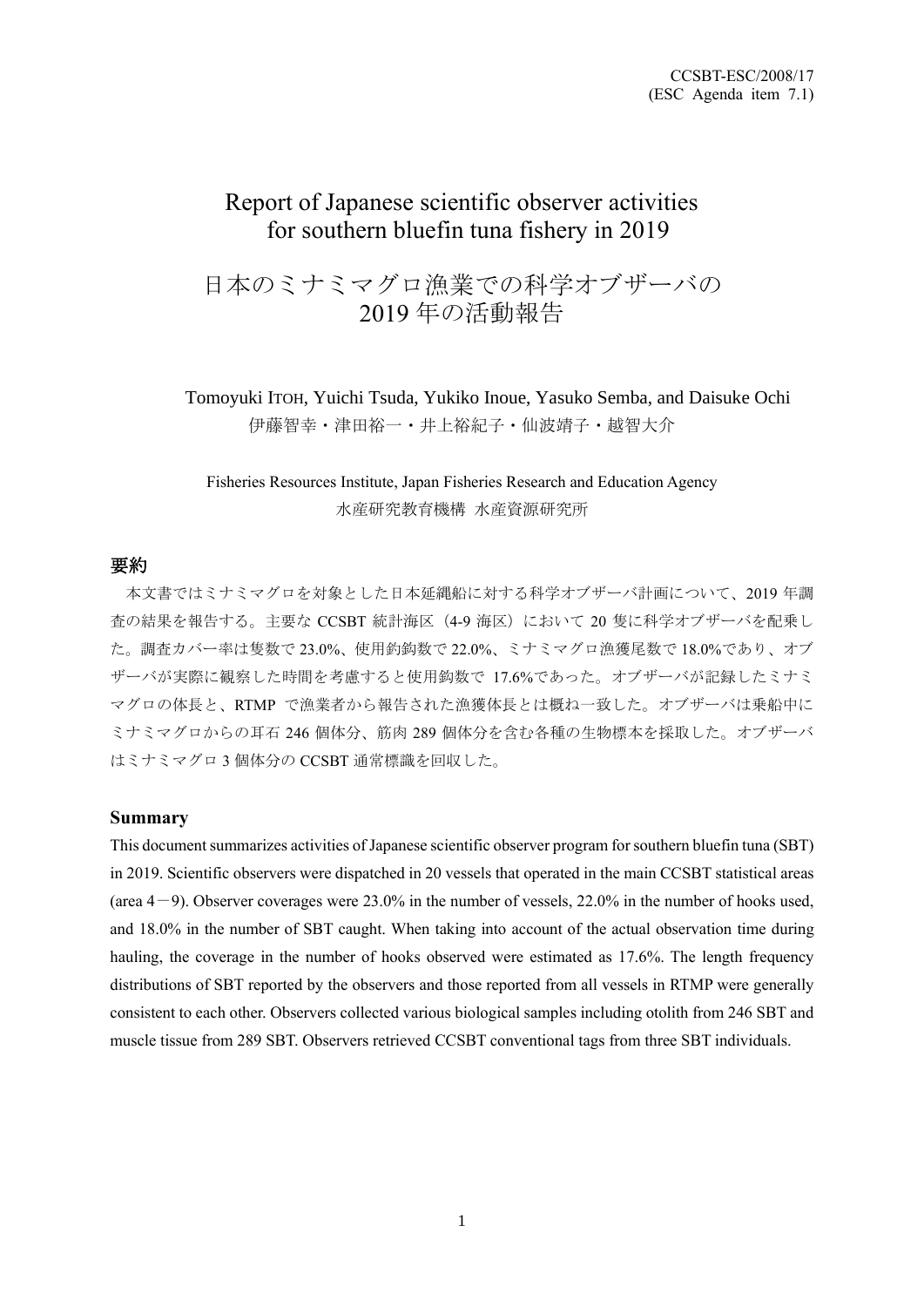CCSBT-ESC/2008/17
(ESC Agenda item 7.1)

# Report of Japanese scientific observer activities for southern bluefin tuna fishery in 2019

# 日本のミナミマグロ漁業での科学オブザーバの 2019 年の活動報告

Tomoyuki ITOH, Yuichi Tsuda, Yukiko Inoue, Yasuko Semba, and Daisuke Ochi

伊藤智幸・津田裕一・井上裕紀子・仙波靖子・越智大介

Fisheries Resources Institute, Japan Fisheries Research and Education Agency

水産研究教育機構 水産資源研究所

## 要約

本文書ではミナミマグロを対象とした日本延縄船に対する科学オブザーバ計画について、2019 年調査の結果を報告する。主要な CCSBT 統計海区（4-9 海区）において 20 隻に科学オブザーバを配乗した。調査カバー率は隻数で 23.0%、使用釣鈎数で 22.0%、ミナミマグロ漁獲尾数で 18.0%であり、オブザーバが実際に観察した時間を考慮すると使用鈎数で 17.6%であった。オブザーバが記録したミナミマグロの体長と、RTMP で漁業者から報告された漁獲体長とは概ね一致した。オブザーバは乗船中にミナミマグロからの耳石 246 個体分、筋肉 289 個体分を含む各種の生物標本を採取した。オブザーバはミナミマグロ 3 個体分の CCSBT 通常標識を回収した。

## Summary

This document summarizes activities of Japanese scientific observer program for southern bluefin tuna (SBT) in 2019. Scientific observers were dispatched in 20 vessels that operated in the main CCSBT statistical areas (area 4－9). Observer coverages were 23.0% in the number of vessels, 22.0% in the number of hooks used, and 18.0% in the number of SBT caught. When taking into account of the actual observation time during hauling, the coverage in the number of hooks observed were estimated as 17.6%. The length frequency distributions of SBT reported by the observers and those reported from all vessels in RTMP were generally consistent to each other. Observers collected various biological samples including otolith from 246 SBT and muscle tissue from 289 SBT. Observers retrieved CCSBT conventional tags from three SBT individuals.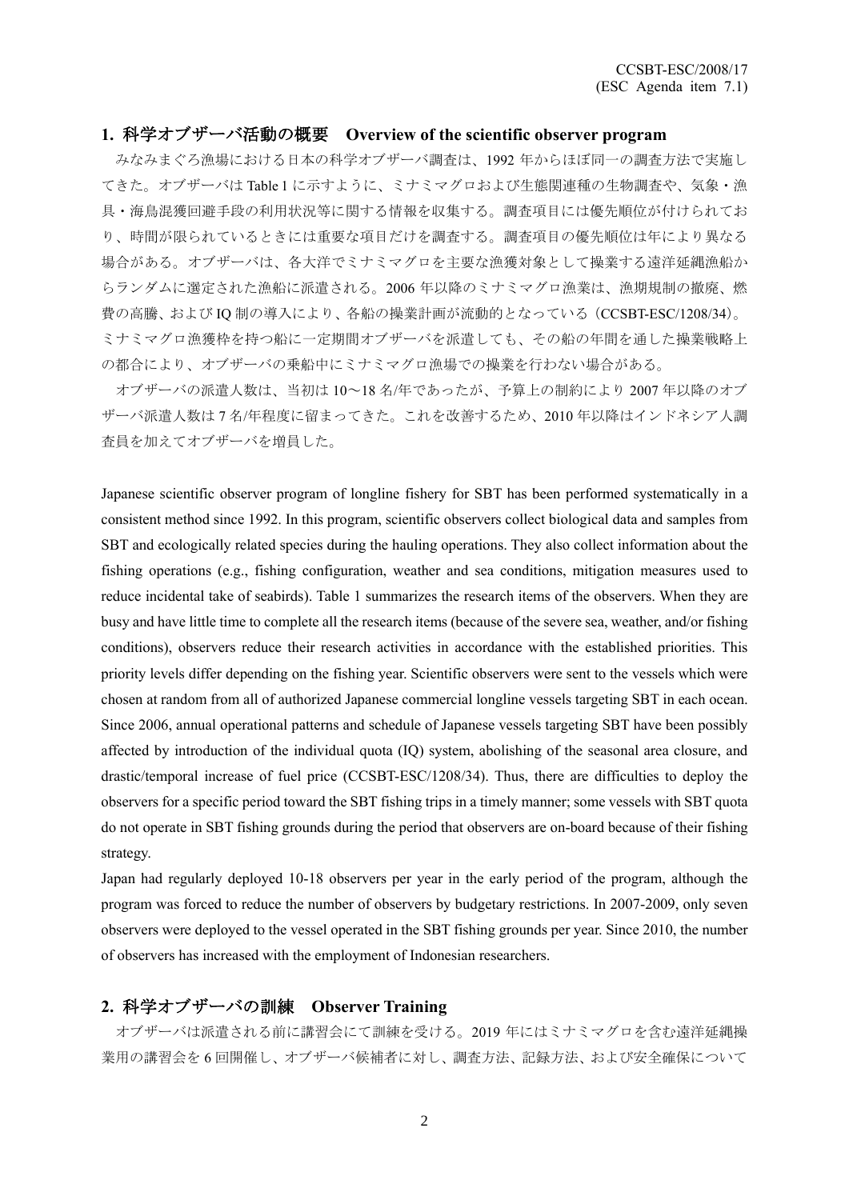## 1. 科学オブザーバ活動の概要　Overview of the scientific observer program

みなみまぐろ漁場における日本の科学オブザーバ調査は、1992 年からほぼ同一の調査方法で実施してきた。オブザーバは Table 1 に示すように、ミナミマグロおよび生態関連種の生物調査や、気象・漁具・海鳥混獲回避手段の利用状況等に関する情報を収集する。調査項目には優先順位が付けられており、時間が限られているときには重要な項目だけを調査する。調査項目の優先順位は年により異なる場合がある。オブザーバは、各大洋でミナミマグロを主要な漁獲対象として操業する遠洋延縄漁船からランダムに選定された漁船に派遣される。2006 年以降のミナミマグロ漁業は、漁期規制の撤廃、燃費の高騰、および IQ 制の導入により、各船の操業計画が流動的となっている（CCSBT-ESC/1208/34）。ミナミマグロ漁獲枠を持つ船に一定期間オブザーバを派遣しても、その船の年間を通した操業戦略上の都合により、オブザーバの乗船中にミナミマグロ漁場での操業を行わない場合がある。

オブザーバの派遣人数は、当初は 10～18 名/年であったが、予算上の制約により 2007 年以降のオブザーバ派遣人数は 7 名/年程度に留まってきた。これを改善するため、2010 年以降はインドネシア人調査員を加えてオブザーバを増員した。

Japanese scientific observer program of longline fishery for SBT has been performed systematically in a consistent method since 1992. In this program, scientific observers collect biological data and samples from SBT and ecologically related species during the hauling operations. They also collect information about the fishing operations (e.g., fishing configuration, weather and sea conditions, mitigation measures used to reduce incidental take of seabirds). Table 1 summarizes the research items of the observers. When they are busy and have little time to complete all the research items (because of the severe sea, weather, and/or fishing conditions), observers reduce their research activities in accordance with the established priorities. This priority levels differ depending on the fishing year. Scientific observers were sent to the vessels which were chosen at random from all of authorized Japanese commercial longline vessels targeting SBT in each ocean. Since 2006, annual operational patterns and schedule of Japanese vessels targeting SBT have been possibly affected by introduction of the individual quota (IQ) system, abolishing of the seasonal area closure, and drastic/temporal increase of fuel price (CCSBT-ESC/1208/34). Thus, there are difficulties to deploy the observers for a specific period toward the SBT fishing trips in a timely manner; some vessels with SBT quota do not operate in SBT fishing grounds during the period that observers are on-board because of their fishing strategy.

Japan had regularly deployed 10-18 observers per year in the early period of the program, although the program was forced to reduce the number of observers by budgetary restrictions. In 2007-2009, only seven observers were deployed to the vessel operated in the SBT fishing grounds per year. Since 2010, the number of observers has increased with the employment of Indonesian researchers.

## 2. 科学オブザーバの訓練　Observer Training

オブザーバは派遣される前に講習会にて訓練を受ける。2019 年にはミナミマグロを含む遠洋延縄操業用の講習会を 6 回開催し、オブザーバ候補者に対し、調査方法、記録方法、および安全確保について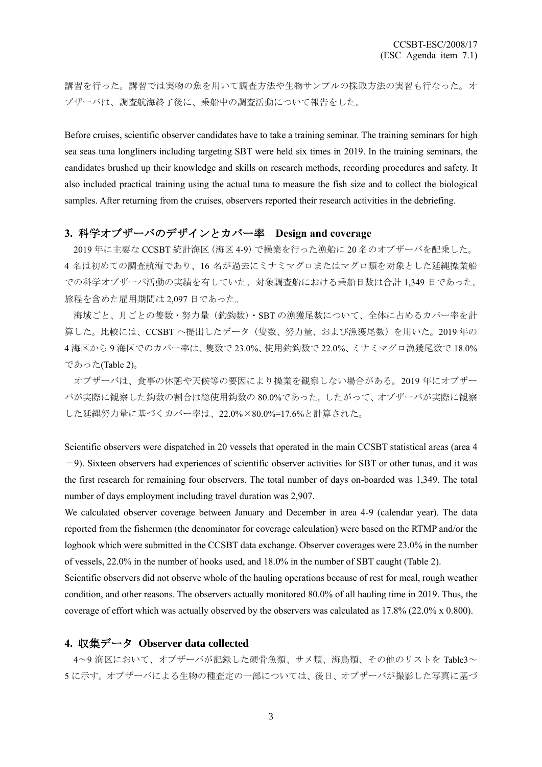講習を行った。講習では実物の魚を用いて調査方法や生物サンプルの採取方法の実習も行なった。オブザーバは、調査航海終了後に、乗船中の調査活動について報告をした。

Before cruises, scientific observer candidates have to take a training seminar. The training seminars for high sea seas tuna longliners including targeting SBT were held six times in 2019. In the training seminars, the candidates brushed up their knowledge and skills on research methods, recording procedures and safety. It also included practical training using the actual tuna to measure the fish size and to collect the biological samples. After returning from the cruises, observers reported their research activities in the debriefing.

## 3. 科学オブザーバのデザインとカバー率　Design and coverage

2019 年に主要な CCSBT 統計海区（海区 4-9）で操業を行った漁船に 20 名のオブザーバを配乗した。4 名は初めての調査航海であり、16 名が過去にミナミマグロまたはマグロ類を対象とした延縄操業船での科学オブザーバ活動の実績を有していた。対象調査船における乗船日数は合計 1,349 日であった。旅程を含めた雇用期間は 2,097 日であった。

海域ごと、月ごとの隻数・努力量（釣鈎数）・SBT の漁獲尾数について、全体に占めるカバー率を計算した。比較には、CCSBT へ提出したデータ（隻数、努力量、および漁獲尾数）を用いた。2019 年の 4 海区から 9 海区でのカバー率は、隻数で 23.0%、使用釣鈎数で 22.0%、ミナミマグロ漁獲尾数で 18.0%であった(Table 2)。

オブザーバは、食事の休憩や天候等の要因により操業を観察しない場合がある。2019 年にオブザーバが実際に観察した鈎数の割合は総使用鈎数の 80.0%であった。したがって、オブザーバが実際に観察した延縄努力量に基づくカバー率は、22.0%×80.0%=17.6%と計算された。

Scientific observers were dispatched in 20 vessels that operated in the main CCSBT statistical areas (area 4 −9). Sixteen observers had experiences of scientific observer activities for SBT or other tunas, and it was the first research for remaining four observers. The total number of days on-boarded was 1,349. The total number of days employment including travel duration was 2,907.

We calculated observer coverage between January and December in area 4-9 (calendar year). The data reported from the fishermen (the denominator for coverage calculation) were based on the RTMP and/or the logbook which were submitted in the CCSBT data exchange. Observer coverages were 23.0% in the number of vessels, 22.0% in the number of hooks used, and 18.0% in the number of SBT caught (Table 2).

Scientific observers did not observe whole of the hauling operations because of rest for meal, rough weather condition, and other reasons. The observers actually monitored 80.0% of all hauling time in 2019. Thus, the coverage of effort which was actually observed by the observers was calculated as 17.8% (22.0% x 0.800).

## 4. 収集データ　Observer data collected

4〜9 海区において、オブザーバが記録した硬骨魚類、サメ類、海鳥類、その他のリストを Table3〜5 に示す。オブザーバによる生物の種査定の一部については、後日、オブザーバが撮影した写真に基づ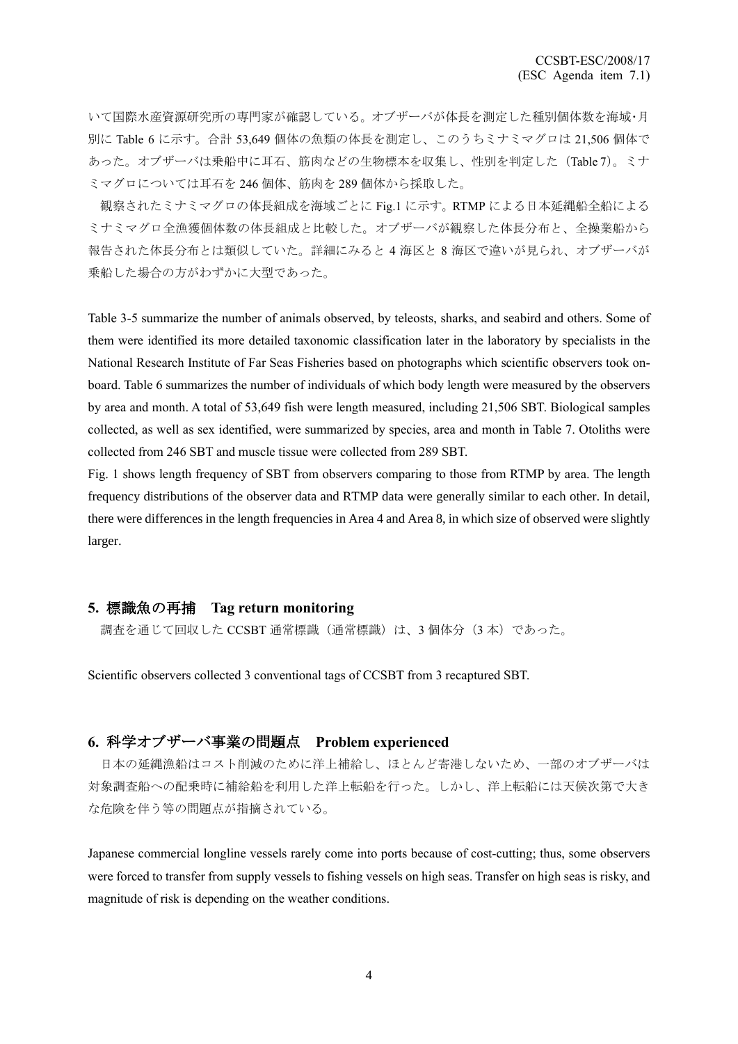いて国際水産資源研究所の専門家が確認している。オブザーバが体長を測定した種別個体数を海域･月別に Table 6 に示す。合計 53,649 個体の魚類の体長を測定し、このうちミナミマグロは 21,506 個体であった。オブザーバは乗船中に耳石、筋肉などの生物標本を収集し、性別を判定した（Table 7）。ミナミマグロについては耳石を 246 個体、筋肉を 289 個体から採取した。

観察されたミナミマグロの体長組成を海域ごとに Fig.1 に示す。RTMP による日本延縄船全船によるミナミマグロ全漁獲個体数の体長組成と比較した。オブザーバが観察した体長分布と、全操業船から報告された体長分布とは類似していた。詳細にみると 4 海区と 8 海区で違いが見られ、オブザーバが乗船した場合の方がわずかに大型であった。

Table 3-5 summarize the number of animals observed, by teleosts, sharks, and seabird and others. Some of them were identified its more detailed taxonomic classification later in the laboratory by specialists in the National Research Institute of Far Seas Fisheries based on photographs which scientific observers took on-board. Table 6 summarizes the number of individuals of which body length were measured by the observers by area and month. A total of 53,649 fish were length measured, including 21,506 SBT. Biological samples collected, as well as sex identified, were summarized by species, area and month in Table 7. Otoliths were collected from 246 SBT and muscle tissue were collected from 289 SBT.

Fig. 1 shows length frequency of SBT from observers comparing to those from RTMP by area. The length frequency distributions of the observer data and RTMP data were generally similar to each other. In detail, there were differences in the length frequencies in Area 4 and Area 8, in which size of observed were slightly larger.

## 5. 標識魚の再捕　Tag return monitoring

調査を通じて回収した CCSBT 通常標識（通常標識）は、3 個体分（3 本）であった。

Scientific observers collected 3 conventional tags of CCSBT from 3 recaptured SBT.

## 6. 科学オブザーバ事業の問題点　Problem experienced

日本の延縄漁船はコスト削減のために洋上補給し、ほとんど寄港しないため、一部のオブザーバは対象調査船への配乗時に補給船を利用した洋上転船を行った。しかし、洋上転船には天候次第で大きな危険を伴う等の問題点が指摘されている。

Japanese commercial longline vessels rarely come into ports because of cost-cutting; thus, some observers were forced to transfer from supply vessels to fishing vessels on high seas. Transfer on high seas is risky, and magnitude of risk is depending on the weather conditions.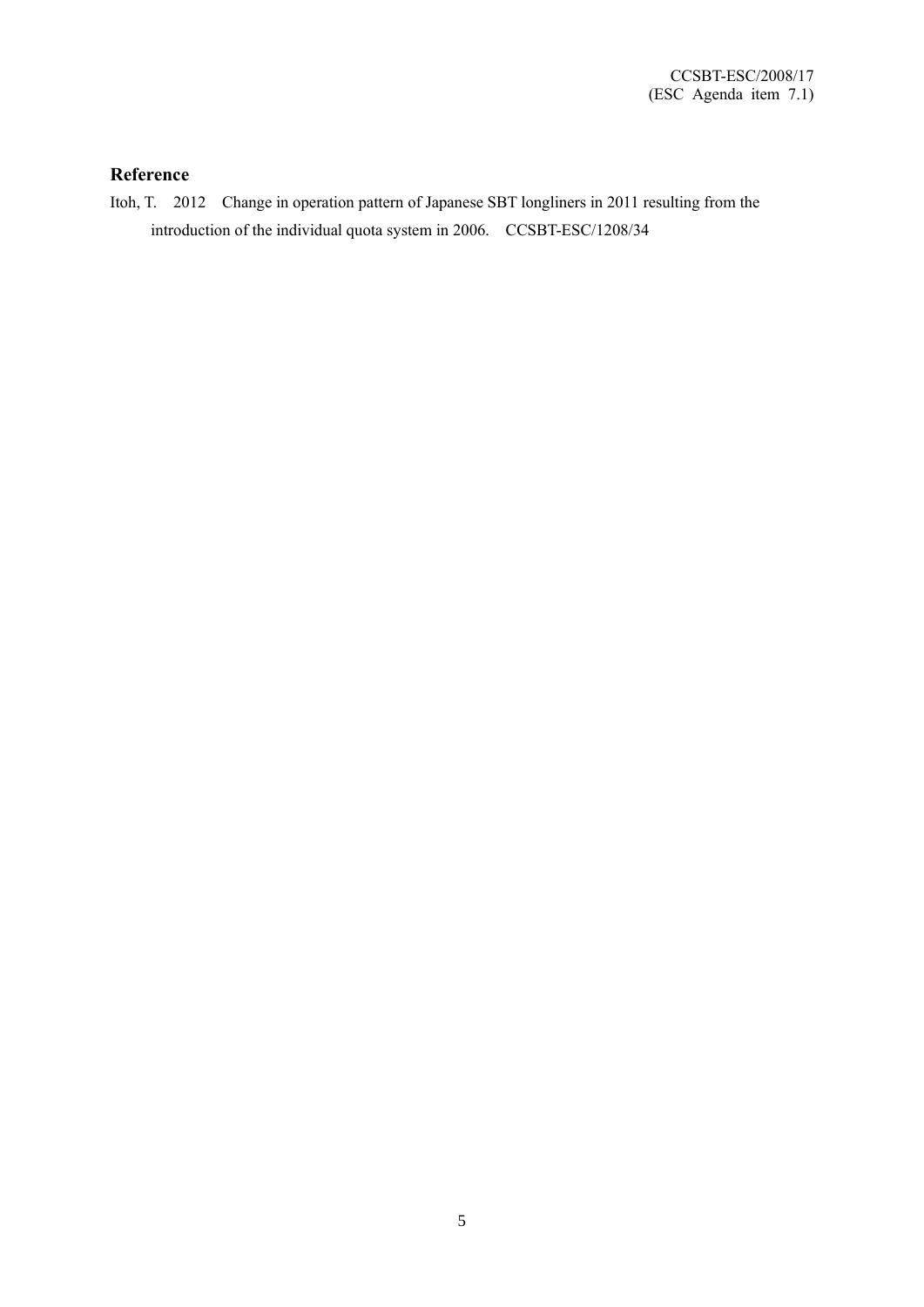## Reference

Itoh, T. 2012 Change in operation pattern of Japanese SBT longliners in 2011 resulting from the introduction of the individual quota system in 2006. CCSBT-ESC/1208/34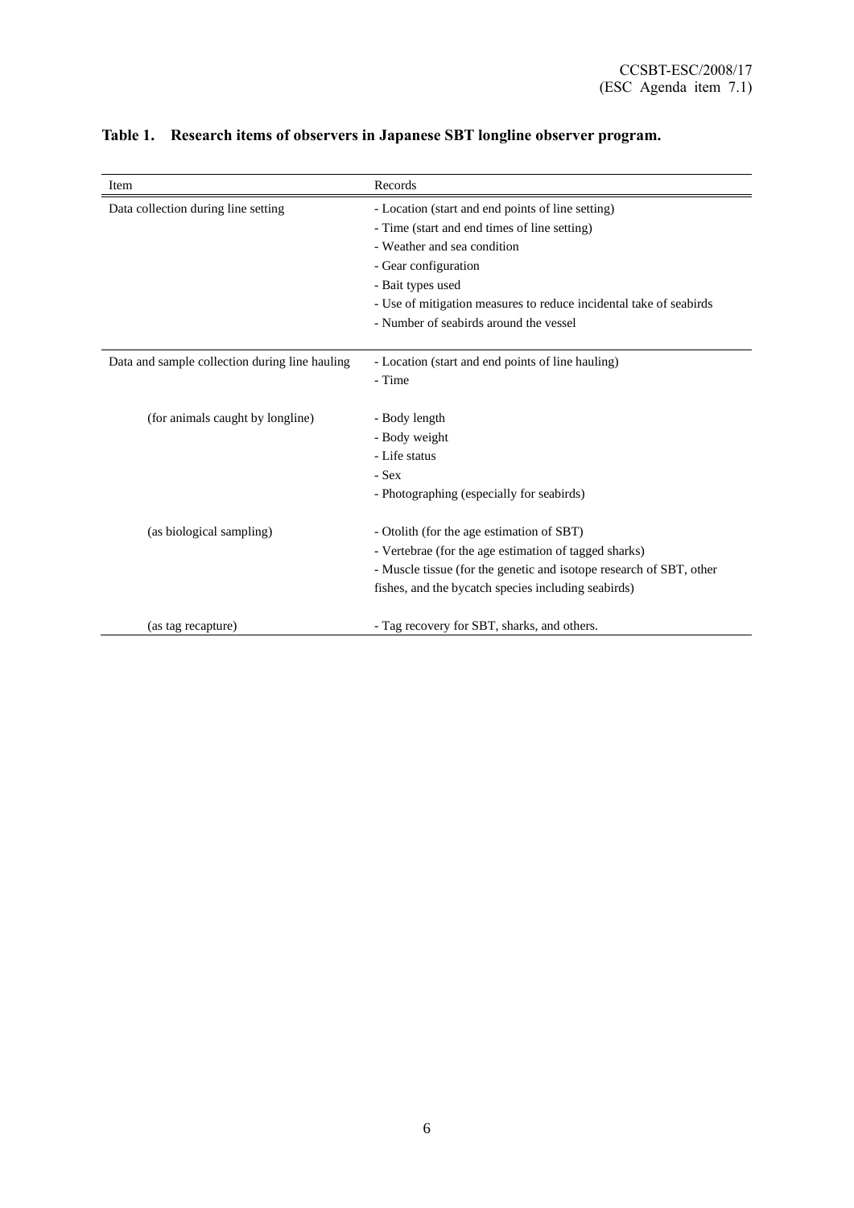**Table 1. Research items of observers in Japanese SBT longline observer program.**

| Item | Records |
|---|---|
| Data collection during line setting | - Location (start and end points of line setting)<br>- Time (start and end times of line setting)<br>- Weather and sea condition<br>- Gear configuration<br>- Bait types used<br>- Use of mitigation measures to reduce incidental take of seabirds<br>- Number of seabirds around the vessel |
| Data and sample collection during line hauling | - Location (start and end points of line hauling)<br>- Time |
| (for animals caught by longline) | - Body length<br>- Body weight<br>- Life status<br>- Sex<br>- Photographing (especially for seabirds) |
| (as biological sampling) | - Otolith (for the age estimation of SBT)<br>- Vertebrae (for the age estimation of tagged sharks)<br>- Muscle tissue (for the genetic and isotope research of SBT, other fishes, and the bycatch species including seabirds) |
| (as tag recapture) | - Tag recovery for SBT, sharks, and others. |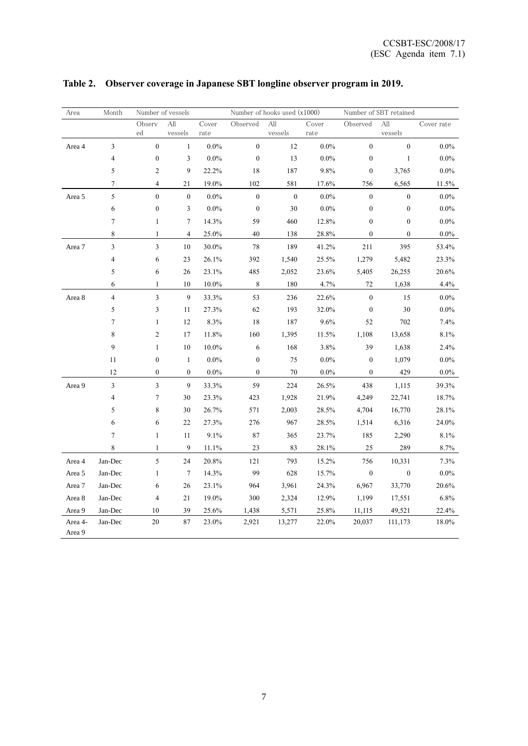**Table 2. Observer coverage in Japanese SBT longline observer program in 2019.**

| Area | Month | Number of vessels | | | Number of hooks used (x1000) | | | Number of SBT retained | | |
|---|---|---|---|---|---|---|---|---|---|---|
| | | Observed | All vessels | Cover rate | Observed | All vessels | Cover rate | Observed | All vessels | Cover rate |
| Area 4 | 3 | 0 | 1 | 0.0% | 0 | 12 | 0.0% | 0 | 0 | 0.0% |
| | 4 | 0 | 3 | 0.0% | 0 | 13 | 0.0% | 0 | 1 | 0.0% |
| | 5 | 2 | 9 | 22.2% | 18 | 187 | 9.8% | 0 | 3,765 | 0.0% |
| | 7 | 4 | 21 | 19.0% | 102 | 581 | 17.6% | 756 | 6,565 | 11.5% |
| Area 5 | 5 | 0 | 0 | 0.0% | 0 | 0 | 0.0% | 0 | 0 | 0.0% |
| | 6 | 0 | 3 | 0.0% | 0 | 30 | 0.0% | 0 | 0 | 0.0% |
| | 7 | 1 | 7 | 14.3% | 59 | 460 | 12.8% | 0 | 0 | 0.0% |
| | 8 | 1 | 4 | 25.0% | 40 | 138 | 28.8% | 0 | 0 | 0.0% |
| Area 7 | 3 | 3 | 10 | 30.0% | 78 | 189 | 41.2% | 211 | 395 | 53.4% |
| | 4 | 6 | 23 | 26.1% | 392 | 1,540 | 25.5% | 1,279 | 5,482 | 23.3% |
| | 5 | 6 | 26 | 23.1% | 485 | 2,052 | 23.6% | 5,405 | 26,255 | 20.6% |
| | 6 | 1 | 10 | 10.0% | 8 | 180 | 4.7% | 72 | 1,638 | 4.4% |
| Area 8 | 4 | 3 | 9 | 33.3% | 53 | 236 | 22.6% | 0 | 15 | 0.0% |
| | 5 | 3 | 11 | 27.3% | 62 | 193 | 32.0% | 0 | 30 | 0.0% |
| | 7 | 1 | 12 | 8.3% | 18 | 187 | 9.6% | 52 | 702 | 7.4% |
| | 8 | 2 | 17 | 11.8% | 160 | 1,395 | 11.5% | 1,108 | 13,658 | 8.1% |
| | 9 | 1 | 10 | 10.0% | 6 | 168 | 3.8% | 39 | 1,638 | 2.4% |
| | 11 | 0 | 1 | 0.0% | 0 | 75 | 0.0% | 0 | 1,079 | 0.0% |
| | 12 | 0 | 0 | 0.0% | 0 | 70 | 0.0% | 0 | 429 | 0.0% |
| Area 9 | 3 | 3 | 9 | 33.3% | 59 | 224 | 26.5% | 438 | 1,115 | 39.3% |
| | 4 | 7 | 30 | 23.3% | 423 | 1,928 | 21.9% | 4,249 | 22,741 | 18.7% |
| | 5 | 8 | 30 | 26.7% | 571 | 2,003 | 28.5% | 4,704 | 16,770 | 28.1% |
| | 6 | 6 | 22 | 27.3% | 276 | 967 | 28.5% | 1,514 | 6,316 | 24.0% |
| | 7 | 1 | 11 | 9.1% | 87 | 365 | 23.7% | 185 | 2,290 | 8.1% |
| | 8 | 1 | 9 | 11.1% | 23 | 83 | 28.1% | 25 | 289 | 8.7% |
| Area 4 | Jan-Dec | 5 | 24 | 20.8% | 121 | 793 | 15.2% | 756 | 10,331 | 7.3% |
| Area 5 | Jan-Dec | 1 | 7 | 14.3% | 99 | 628 | 15.7% | 0 | 0 | 0.0% |
| Area 7 | Jan-Dec | 6 | 26 | 23.1% | 964 | 3,961 | 24.3% | 6,967 | 33,770 | 20.6% |
| Area 8 | Jan-Dec | 4 | 21 | 19.0% | 300 | 2,324 | 12.9% | 1,199 | 17,551 | 6.8% |
| Area 9 | Jan-Dec | 10 | 39 | 25.6% | 1,438 | 5,571 | 25.8% | 11,115 | 49,521 | 22.4% |
| Area 4-Area 9 | Jan-Dec | 20 | 87 | 23.0% | 2,921 | 13,277 | 22.0% | 20,037 | 111,173 | 18.0% |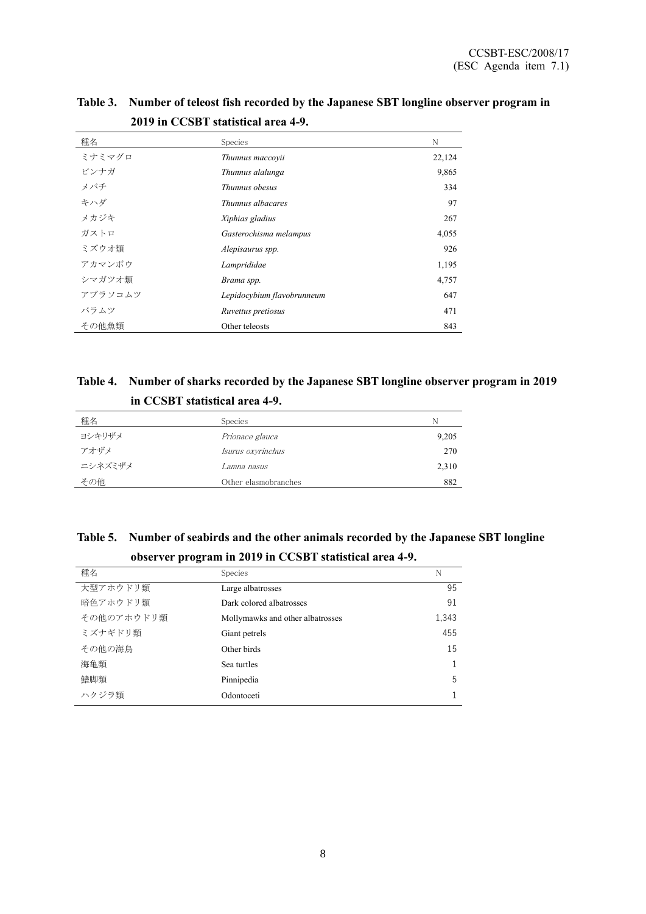**Table 3. Number of teleost fish recorded by the Japanese SBT longline observer program in 2019 in CCSBT statistical area 4-9.**

| 種名 | Species | N |
|---|---|---|
| ミナミマグロ | *Thunnus maccoyii* | 22,124 |
| ビンナガ | *Thunnus alalunga* | 9,865 |
| メバチ | *Thunnus obesus* | 334 |
| キハダ | *Thunnus albacares* | 97 |
| メカジキ | *Xiphias gladius* | 267 |
| ガストロ | *Gasterochisma melampus* | 4,055 |
| ミズウオ類 | *Alepisaurus spp.* | 926 |
| アカマンボウ | *Lamprididae* | 1,195 |
| シマガツオ類 | *Brama spp.* | 4,757 |
| アブラソコムツ | *Lepidocybium flavobrunneum* | 647 |
| バラムツ | *Ruvettus pretiosus* | 471 |
| その他魚類 | Other teleosts | 843 |

**Table 4. Number of sharks recorded by the Japanese SBT longline observer program in 2019 in CCSBT statistical area 4-9.**

| 種名 | Species | N |
|---|---|---|
| ヨシキリザメ | *Prionace glauca* | 9,205 |
| アオザメ | *Isurus oxyrinchus* | 270 |
| ニシネズミザメ | *Lamna nasus* | 2,310 |
| その他 | Other elasmobranches | 882 |

**Table 5. Number of seabirds and the other animals recorded by the Japanese SBT longline observer program in 2019 in CCSBT statistical area 4-9.**

| 種名 | Species | N |
|---|---|---|
| 大型アホウドリ類 | Large albatrosses | 95 |
| 暗色アホウドリ類 | Dark colored albatrosses | 91 |
| その他のアホウドリ類 | Mollymawks and other albatrosses | 1,343 |
| ミズナギドリ類 | Giant petrels | 455 |
| その他の海鳥 | Other birds | 15 |
| 海亀類 | Sea turtles | 1 |
| 鰭脚類 | Pinnipedia | 5 |
| ハクジラ類 | Odontoceti | 1 |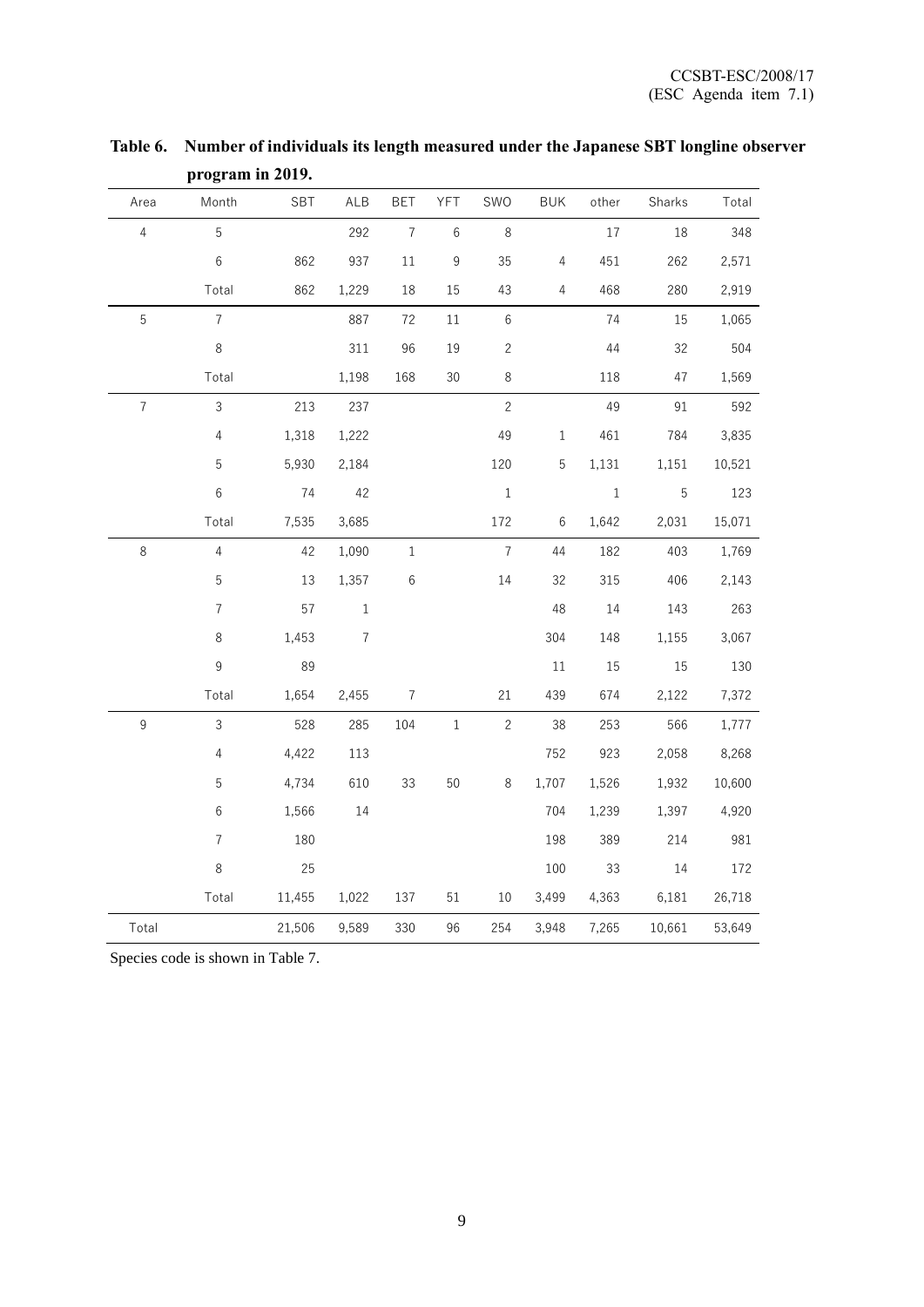**Table 6. Number of individuals its length measured under the Japanese SBT longline observer program in 2019.**

| Area | Month | SBT | ALB | BET | YFT | SWO | BUK | other | Sharks | Total |
|---|---|---|---|---|---|---|---|---|---|---|
| 4 | 5 | | 292 | 7 | 6 | 8 | | 17 | 18 | 348 |
| | 6 | 862 | 937 | 11 | 9 | 35 | 4 | 451 | 262 | 2,571 |
| | Total | 862 | 1,229 | 18 | 15 | 43 | 4 | 468 | 280 | 2,919 |
| 5 | 7 | | 887 | 72 | 11 | 6 | | 74 | 15 | 1,065 |
| | 8 | | 311 | 96 | 19 | 2 | | 44 | 32 | 504 |
| | Total | | 1,198 | 168 | 30 | 8 | | 118 | 47 | 1,569 |
| 7 | 3 | 213 | 237 | | | 2 | | 49 | 91 | 592 |
| | 4 | 1,318 | 1,222 | | | 49 | 1 | 461 | 784 | 3,835 |
| | 5 | 5,930 | 2,184 | | | 120 | 5 | 1,131 | 1,151 | 10,521 |
| | 6 | 74 | 42 | | | 1 | | 1 | 5 | 123 |
| | Total | 7,535 | 3,685 | | | 172 | 6 | 1,642 | 2,031 | 15,071 |
| 8 | 4 | 42 | 1,090 | 1 | | 7 | 44 | 182 | 403 | 1,769 |
| | 5 | 13 | 1,357 | 6 | | 14 | 32 | 315 | 406 | 2,143 |
| | 7 | 57 | 1 | | | | 48 | 14 | 143 | 263 |
| | 8 | 1,453 | 7 | | | | 304 | 148 | 1,155 | 3,067 |
| | 9 | 89 | | | | | 11 | 15 | 15 | 130 |
| | Total | 1,654 | 2,455 | 7 | | 21 | 439 | 674 | 2,122 | 7,372 |
| 9 | 3 | 528 | 285 | 104 | 1 | 2 | 38 | 253 | 566 | 1,777 |
| | 4 | 4,422 | 113 | | | | 752 | 923 | 2,058 | 8,268 |
| | 5 | 4,734 | 610 | 33 | 50 | 8 | 1,707 | 1,526 | 1,932 | 10,600 |
| | 6 | 1,566 | 14 | | | | 704 | 1,239 | 1,397 | 4,920 |
| | 7 | 180 | | | | | 198 | 389 | 214 | 981 |
| | 8 | 25 | | | | | 100 | 33 | 14 | 172 |
| | Total | 11,455 | 1,022 | 137 | 51 | 10 | 3,499 | 4,363 | 6,181 | 26,718 |
| Total | | 21,506 | 9,589 | 330 | 96 | 254 | 3,948 | 7,265 | 10,661 | 53,649 |

Species code is shown in Table 7.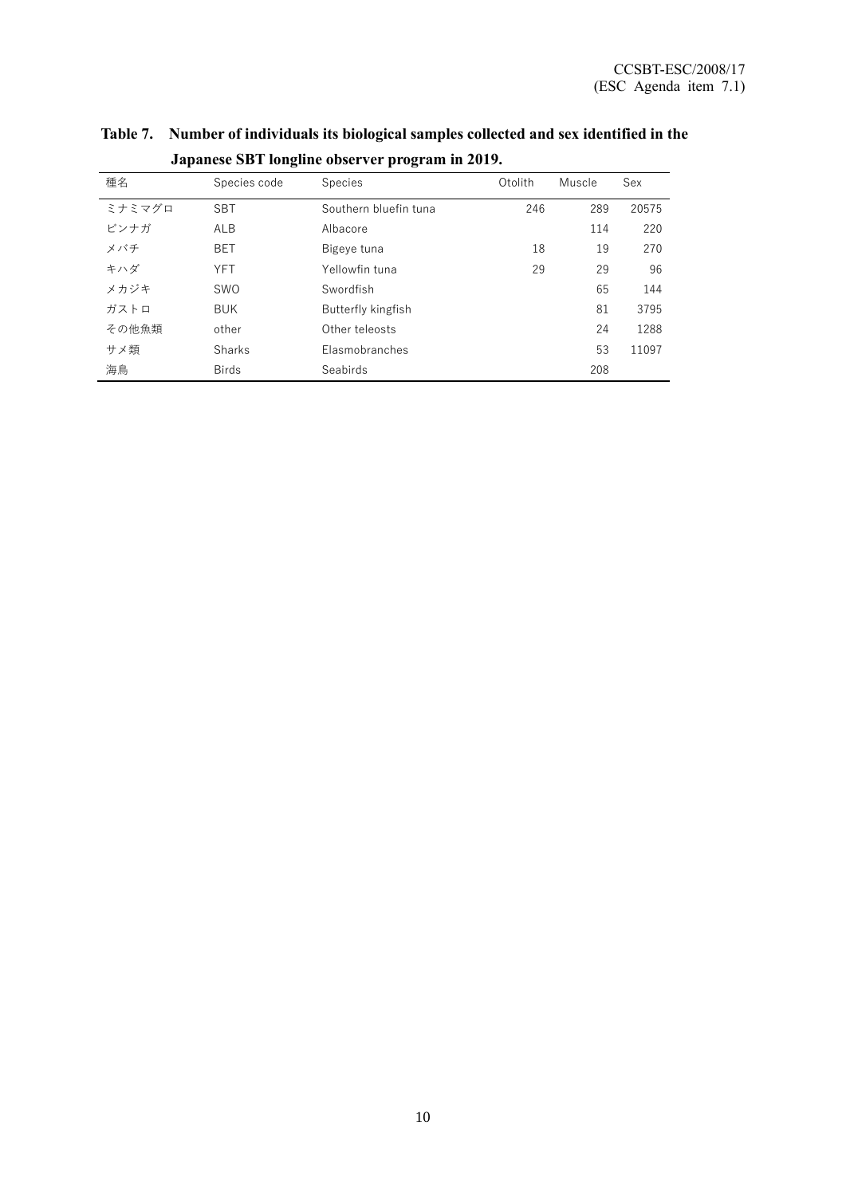**Table 7. Number of individuals its biological samples collected and sex identified in the Japanese SBT longline observer program in 2019.**

| 種名 | Species code | Species | Otolith | Muscle | Sex |
|---|---|---|---|---|---|
| ミナミマグロ | SBT | Southern bluefin tuna | 246 | 289 | 20575 |
| ビンナガ | ALB | Albacore | | 114 | 220 |
| メバチ | BET | Bigeye tuna | 18 | 19 | 270 |
| キハダ | YFT | Yellowfin tuna | 29 | 29 | 96 |
| メカジキ | SWO | Swordfish | | 65 | 144 |
| ガストロ | BUK | Butterfly kingfish | | 81 | 3795 |
| その他魚類 | other | Other teleosts | | 24 | 1288 |
| サメ類 | Sharks | Elasmobranches | | 53 | 11097 |
| 海鳥 | Birds | Seabirds | | 208 | |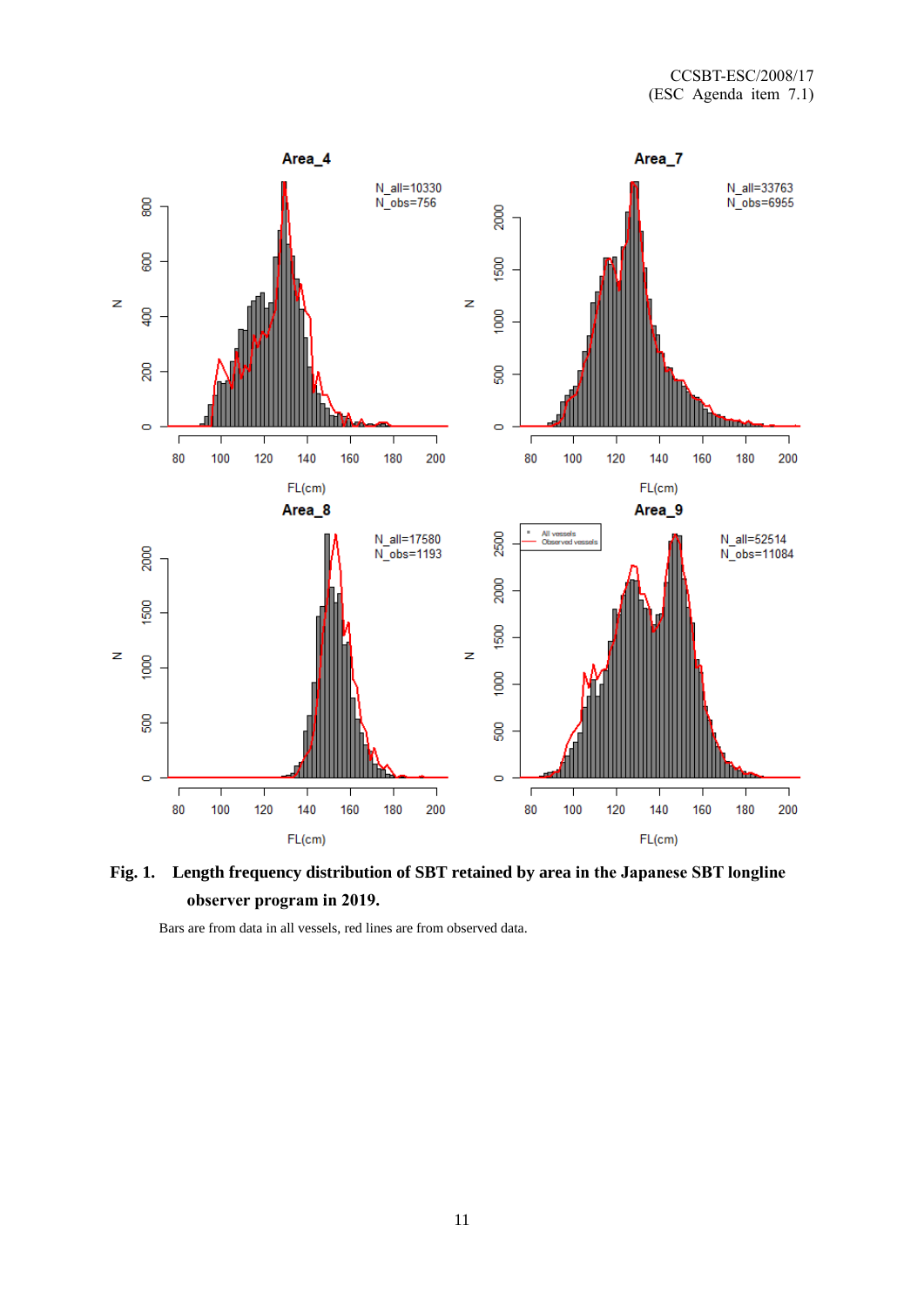Area_4

N_all=10330
N_obs=756

N

0
200
400
600
800

80 100 120 140 160 180 200

FL(cm)

Area_7

N_all=33763
N_obs=6955

N

0
500
1000
1500
2000

80 100 120 140 160 180 200

FL(cm)

Area_8

N_all=17580
N_obs=1193

N

0
500
1000
1500
2000

80 100 120 140 160 180 200

FL(cm)

Area_9

All vessels
Observed vessels

N_all=52514
N_obs=11084

N

0
500
1000
1500
2000
2500

80 100 120 140 160 180 200

FL(cm)

**Fig. 1. Length frequency distribution of SBT retained by area in the Japanese SBT longline observer program in 2019.**

Bars are from data in all vessels, red lines are from observed data.